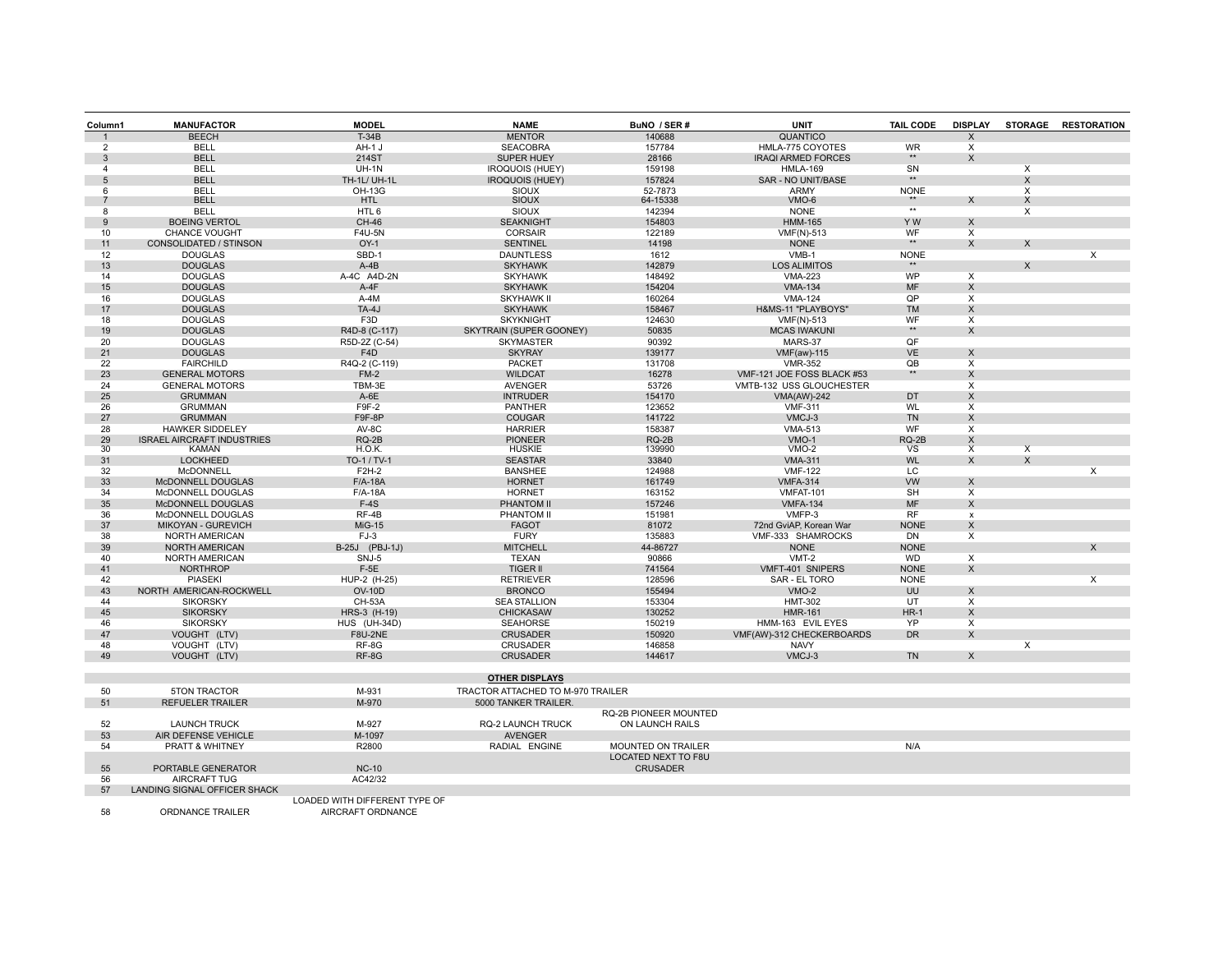| Column1 | MANUFACTOR | MODEL | NAME | BuNO / SER # | UNIT | TAIL CODE | DISPLAY | STORAGE | RESTORATION |
|---|---|---|---|---|---|---|---|---|---|
| 1 | BEECH | T-34B | MENTOR | 140688 | QUANTICO | | X | | |
| 2 | BELL | AH-1 J | SEACOBRA | 157784 | HMLA-775 COYOTES | WR | X | | |
| 3 | BELL | 214ST | SUPER HUEY | 28166 | IRAQI ARMED FORCES | ** | X | | |
| 4 | BELL | UH-1N | IROQUOIS (HUEY) | 159198 | HMLA-169 | SN | | X | |
| 5 | BELL | TH-1L/ UH-1L | IROQUOIS (HUEY) | 157824 | SAR - NO UNIT/BASE | ** | | X | |
| 6 | BELL | OH-13G | SIOUX | 52-7873 | ARMY | NONE | | X | |
| 7 | BELL | HTL | SIOUX | 64-15338 | VMO-6 | ** | X | X | |
| 8 | BELL | HTL 6 | SIOUX | 142394 | NONE | ** | | X | |
| 9 | BOEING VERTOL | CH-46 | SEAKNIGHT | 154803 | HMM-165 | Y W | X | | |
| 10 | CHANCE VOUGHT | F4U-5N | CORSAIR | 122189 | VMF(N)-513 | WF | X | | |
| 11 | CONSOLIDATED / STINSON | OY-1 | SENTINEL | 14198 | NONE | ** | X | X | |
| 12 | DOUGLAS | SBD-1 | DAUNTLESS | 1612 | VMB-1 | NONE | | | X |
| 13 | DOUGLAS | A-4B | SKYHAWK | 142879 | LOS ALIMITOS | ** | | X | |
| 14 | DOUGLAS | A-4C A4D-2N | SKYHAWK | 148492 | VMA-223 | WP | X | | |
| 15 | DOUGLAS | A-4F | SKYHAWK | 154204 | VMA-134 | MF | X | | |
| 16 | DOUGLAS | A-4M | SKYHAWK II | 160264 | VMA-124 | QP | X | | |
| 17 | DOUGLAS | TA-4J | SKYHAWK | 158467 | H&MS-11 "PLAYBOYS" | TM | X | | |
| 18 | DOUGLAS | F3D | SKYKNIGHT | 124630 | VMF(N)-513 | WF | X | | |
| 19 | DOUGLAS | R4D-8 (C-117) | SKYTRAIN (SUPER GOONEY) | 50835 | MCAS IWAKUNI | ** | X | | |
| 20 | DOUGLAS | R5D-2Z (C-54) | SKYMASTER | 90392 | MARS-37 | QF | | | |
| 21 | DOUGLAS | F4D | SKYRAY | 139177 | VMF(aw)-115 | VE | X | | |
| 22 | FAIRCHILD | R4Q-2 (C-119) | PACKET | 131708 | VMR-352 | QB | X | | |
| 23 | GENERAL MOTORS | FM-2 | WILDCAT | 16278 | VMF-121 JOE FOSS BLACK #53 | ** | X | | |
| 24 | GENERAL MOTORS | TBM-3E | AVENGER | 53726 | VMTB-132 USS GLOUCHESTER | | X | | |
| 25 | GRUMMAN | A-6E | INTRUDER | 154170 | VMA(AW)-242 | DT | X | | |
| 26 | GRUMMAN | F9F-2 | PANTHER | 123652 | VMF-311 | WL | X | | |
| 27 | GRUMMAN | F9F-8P | COUGAR | 141722 | VMCJ-3 | TN | X | | |
| 28 | HAWKER SIDDELEY | AV-8C | HARRIER | 158387 | VMA-513 | WF | X | | |
| 29 | ISRAEL AIRCRAFT INDUSTRIES | RQ-2B | PIONEER | RQ-2B | VMO-1 | RQ-2B | X | | |
| 30 | KAMAN | H.O.K. | HUSKIE | 139990 | VMO-2 | VS | X | X | |
| 31 | LOCKHEED | TO-1 / TV-1 | SEASTAR | 33840 | VMA-311 | WL | X | X | |
| 32 | McDONNELL | F2H-2 | BANSHEE | 124988 | VMF-122 | LC | | | X |
| 33 | McDONNELL DOUGLAS | F/A-18A | HORNET | 161749 | VMFA-314 | VW | X | | |
| 34 | McDONNELL DOUGLAS | F/A-18A | HORNET | 163152 | VMFAT-101 | SH | X | | |
| 35 | McDONNELL DOUGLAS | F-4S | PHANTOM II | 157246 | VMFA-134 | MF | X | | |
| 36 | McDONNELL DOUGLAS | RF-4B | PHANTOM II | 151981 | VMFP-3 | RF | x | | |
| 37 | MIKOYAN - GUREVICH | MiG-15 | FAGOT | 81072 | 72nd GviAP, Korean War | NONE | X | | |
| 38 | NORTH AMERICAN | FJ-3 | FURY | 135883 | VMF-333 SHAMROCKS | DN | X | | |
| 39 | NORTH AMERICAN | B-25J (PBJ-1J) | MITCHELL | 44-86727 | NONE | NONE | | | X |
| 40 | NORTH AMERICAN | SNJ-5 | TEXAN | 90866 | VMT-2 | WD | X | | |
| 41 | NORTHROP | F-5E | TIGER II | 741564 | VMFT-401 SNIPERS | NONE | X | | |
| 42 | PIASEKI | HUP-2 (H-25) | RETRIEVER | 128596 | SAR - EL TORO | NONE | | | X |
| 43 | NORTH AMERICAN-ROCKWELL | OV-10D | BRONCO | 155494 | VMO-2 | UU | X | | |
| 44 | SIKORSKY | CH-53A | SEA STALLION | 153304 | HMT-302 | UT | X | | |
| 45 | SIKORSKY | HRS-3 (H-19) | CHICKASAW | 130252 | HMR-161 | HR-1 | X | | |
| 46 | SIKORSKY | HUS (UH-34D) | SEAHORSE | 150219 | HMM-163 EVIL EYES | YP | X | | |
| 47 | VOUGHT (LTV) | F8U-2NE | CRUSADER | 150920 | VMF(AW)-312 CHECKERBOARDS | DR | X | | |
| 48 | VOUGHT (LTV) | RF-8G | CRUSADER | 146858 | NAVY | | | X | |
| 49 | VOUGHT (LTV) | RF-8G | CRUSADER | 144617 | VMCJ-3 | TN | X | | |
| | | | **OTHER DISPLAYS** | | | | | | |
| 50 | 5TON TRACTOR | M-931 | TRACTOR ATTACHED TO M-970 TRAILER | | | | | | |
| 51 | REFUELER TRAILER | M-970 | 5000 TANKER TRAILER. | | | | | | |
| 52 | LAUNCH TRUCK | M-927 | RQ-2 LAUNCH TRUCK | RQ-2B PIONEER MOUNTED ON LAUNCH RAILS | | | | | |
| 53 | AIR DEFENSE VEHICLE | M-1097 | AVENGER | | | | | | |
| 54 | PRATT & WHITNEY | R2800 | RADIAL ENGINE | MOUNTED ON TRAILER | | N/A | | | |
| 55 | PORTABLE GENERATOR | NC-10 | | LOCATED NEXT TO F8U CRUSADER | | | | | |
| 56 | AIRCRAFT TUG | AC42/32 | | | | | | | |
| 57 | LANDING SIGNAL OFFICER SHACK | | | | | | | | |
| 58 | ORDNANCE TRAILER | LOADED WITH DIFFERENT TYPE OF AIRCRAFT ORDNANCE | | | | | | | |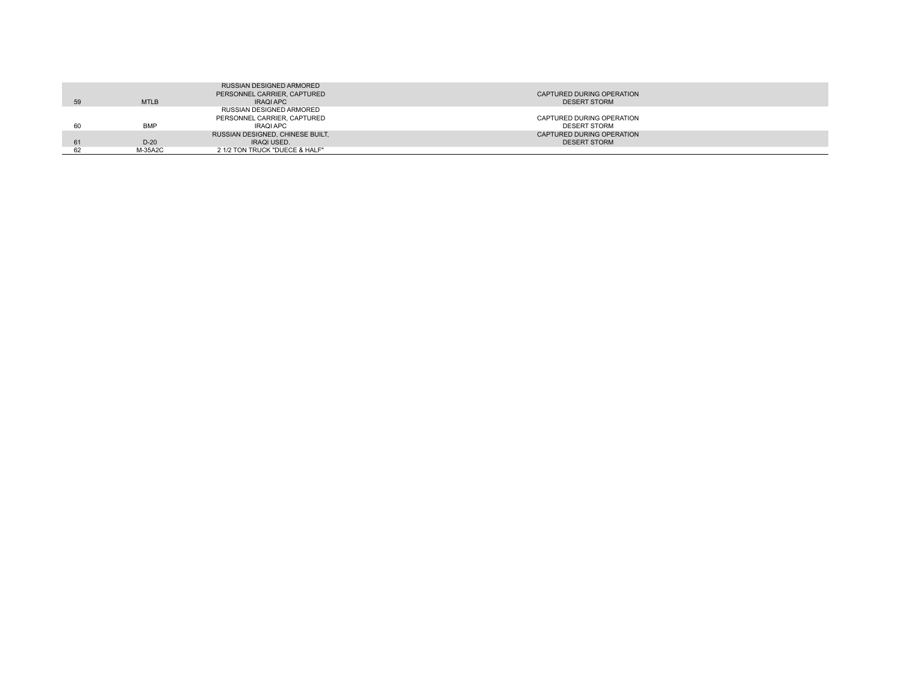| | | | |
|---|---|---|---|
| 59 | MTLB | RUSSIAN DESIGNED ARMORED PERSONNEL CARRIER, CAPTURED IRAQI APC | CAPTURED DURING OPERATION DESERT STORM |
| 60 | BMP | RUSSIAN DESIGNED ARMORED PERSONNEL CARRIER, CAPTURED IRAQI APC | CAPTURED DURING OPERATION DESERT STORM |
| 61 | D-20 | RUSSIAN DESIGNED, CHINESE BUILT, IRAQI USED. | CAPTURED DURING OPERATION DESERT STORM |
| 62 | M-35A2C | 2 1/2 TON TRUCK "DUECE & HALF" | |